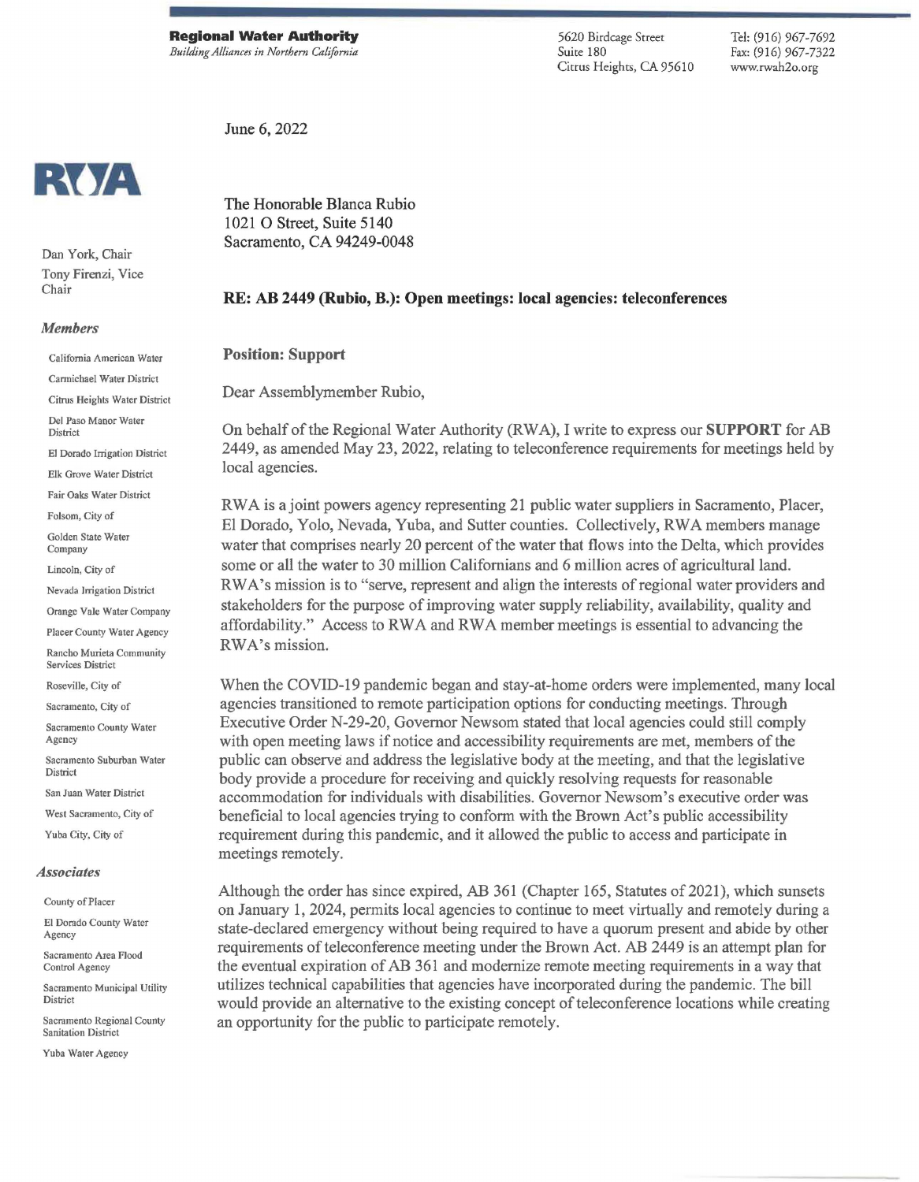**Regional Water Authority**
*Building Alliances in Northern California*

5620 Birdcage Street
Suite 180
Citrus Heights, CA 95610

Tel: (916) 967-7692
Fax: (916) 967-7322
www.rwah2o.org

RWA

Dan York, Chair
Tony Firenzi, Vice Chair

*Members*

California American Water
Carmichael Water District
Citrus Heights Water District
Del Paso Manor Water District
El Dorado Irrigation District
Elk Grove Water District
Fair Oaks Water District
Folsom, City of
Golden State Water Company
Lincoln, City of
Nevada Irrigation District
Orange Vale Water Company
Placer County Water Agency
Rancho Murieta Community Services District
Roseville, City of
Sacramento, City of
Sacramento County Water Agency
Sacramento Suburban Water District
San Juan Water District
West Sacramento, City of
Yuba City, City of

*Associates*

County of Placer
El Dorado County Water Agency
Sacramento Area Flood Control Agency
Sacramento Municipal Utility District
Sacramento Regional County Sanitation District
Yuba Water Agency

June 6, 2022

The Honorable Blanca Rubio
1021 O Street, Suite 5140
Sacramento, CA 94249-0048

**RE: AB 2449 (Rubio, B.): Open meetings: local agencies: teleconferences**

**Position: Support**

Dear Assemblymember Rubio,

On behalf of the Regional Water Authority (RWA), I write to express our **SUPPORT** for AB 2449, as amended May 23, 2022, relating to teleconference requirements for meetings held by local agencies.

RWA is a joint powers agency representing 21 public water suppliers in Sacramento, Placer, El Dorado, Yolo, Nevada, Yuba, and Sutter counties. Collectively, RWA members manage water that comprises nearly 20 percent of the water that flows into the Delta, which provides some or all the water to 30 million Californians and 6 million acres of agricultural land. RWA's mission is to "serve, represent and align the interests of regional water providers and stakeholders for the purpose of improving water supply reliability, availability, quality and affordability." Access to RWA and RWA member meetings is essential to advancing the RWA's mission.

When the COVID-19 pandemic began and stay-at-home orders were implemented, many local agencies transitioned to remote participation options for conducting meetings. Through Executive Order N-29-20, Governor Newsom stated that local agencies could still comply with open meeting laws if notice and accessibility requirements are met, members of the public can observe and address the legislative body at the meeting, and that the legislative body provide a procedure for receiving and quickly resolving requests for reasonable accommodation for individuals with disabilities. Governor Newsom's executive order was beneficial to local agencies trying to conform with the Brown Act's public accessibility requirement during this pandemic, and it allowed the public to access and participate in meetings remotely.

Although the order has since expired, AB 361 (Chapter 165, Statutes of 2021), which sunsets on January 1, 2024, permits local agencies to continue to meet virtually and remotely during a state-declared emergency without being required to have a quorum present and abide by other requirements of teleconference meeting under the Brown Act. AB 2449 is an attempt plan for the eventual expiration of AB 361 and modernize remote meeting requirements in a way that utilizes technical capabilities that agencies have incorporated during the pandemic. The bill would provide an alternative to the existing concept of teleconference locations while creating an opportunity for the public to participate remotely.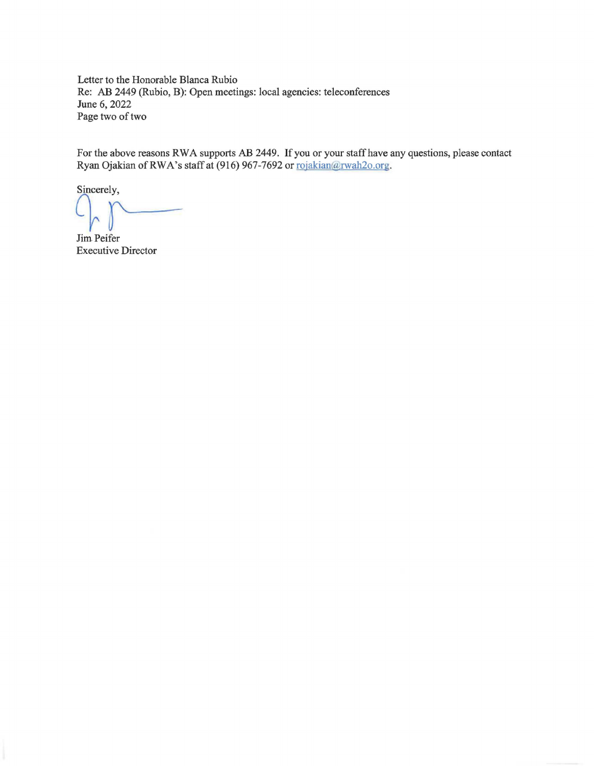For the above reasons RWA supports AB 2449. If you or your staff have any questions, please contact Ryan Ojakian of RWA's staff at (916) 967-7692 or rojakian@rwah2o.org.

Sincerely,

Jim Peifer
Executive Director